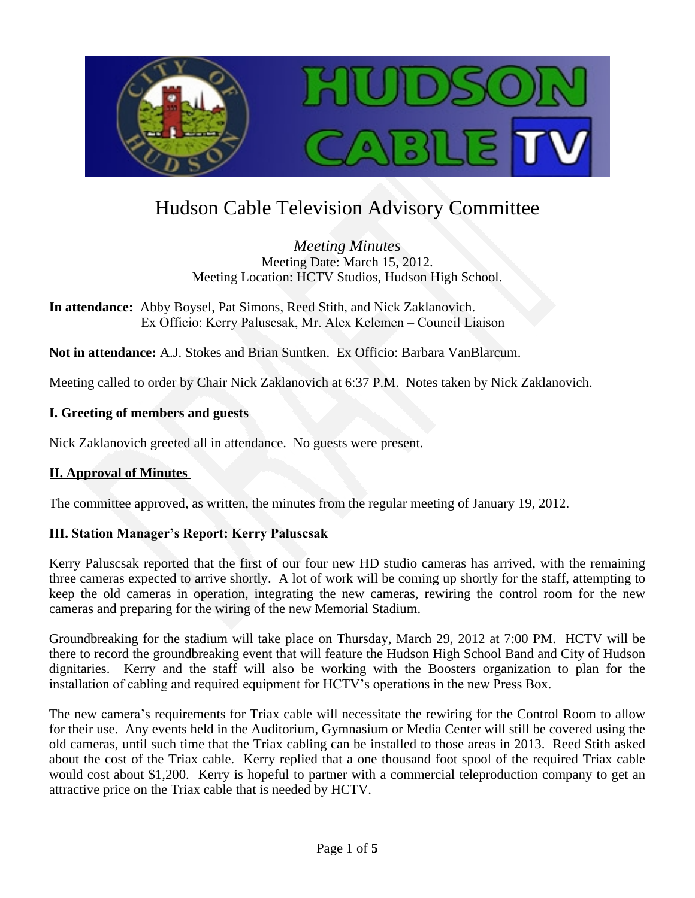# Hudson Cable Television Advisory Committee

*Meeting Minutes*
Meeting Date: March 15, 2012.
Meeting Location: HCTV Studios, Hudson High School.

**In attendance:** Abby Boysel, Pat Simons, Reed Stith, and Nick Zaklanovich.
Ex Officio: Kerry Paluscsak, Mr. Alex Kelemen – Council Liaison

**Not in attendance:** A.J. Stokes and Brian Suntken. Ex Officio: Barbara VanBlarcum.

Meeting called to order by Chair Nick Zaklanovich at 6:37 P.M. Notes taken by Nick Zaklanovich.

## I. Greeting of members and guests

Nick Zaklanovich greeted all in attendance. No guests were present.

## II. Approval of Minutes

The committee approved, as written, the minutes from the regular meeting of January 19, 2012.

## III. Station Manager's Report: Kerry Paluscsak

Kerry Paluscsak reported that the first of our four new HD studio cameras has arrived, with the remaining three cameras expected to arrive shortly. A lot of work will be coming up shortly for the staff, attempting to keep the old cameras in operation, integrating the new cameras, rewiring the control room for the new cameras and preparing for the wiring of the new Memorial Stadium.

Groundbreaking for the stadium will take place on Thursday, March 29, 2012 at 7:00 PM. HCTV will be there to record the groundbreaking event that will feature the Hudson High School Band and City of Hudson dignitaries. Kerry and the staff will also be working with the Boosters organization to plan for the installation of cabling and required equipment for HCTV's operations in the new Press Box.

The new camera's requirements for Triax cable will necessitate the rewiring for the Control Room to allow for their use. Any events held in the Auditorium, Gymnasium or Media Center will still be covered using the old cameras, until such time that the Triax cabling can be installed to those areas in 2013. Reed Stith asked about the cost of the Triax cable. Kerry replied that a one thousand foot spool of the required Triax cable would cost about $1,200. Kerry is hopeful to partner with a commercial teleproduction company to get an attractive price on the Triax cable that is needed by HCTV.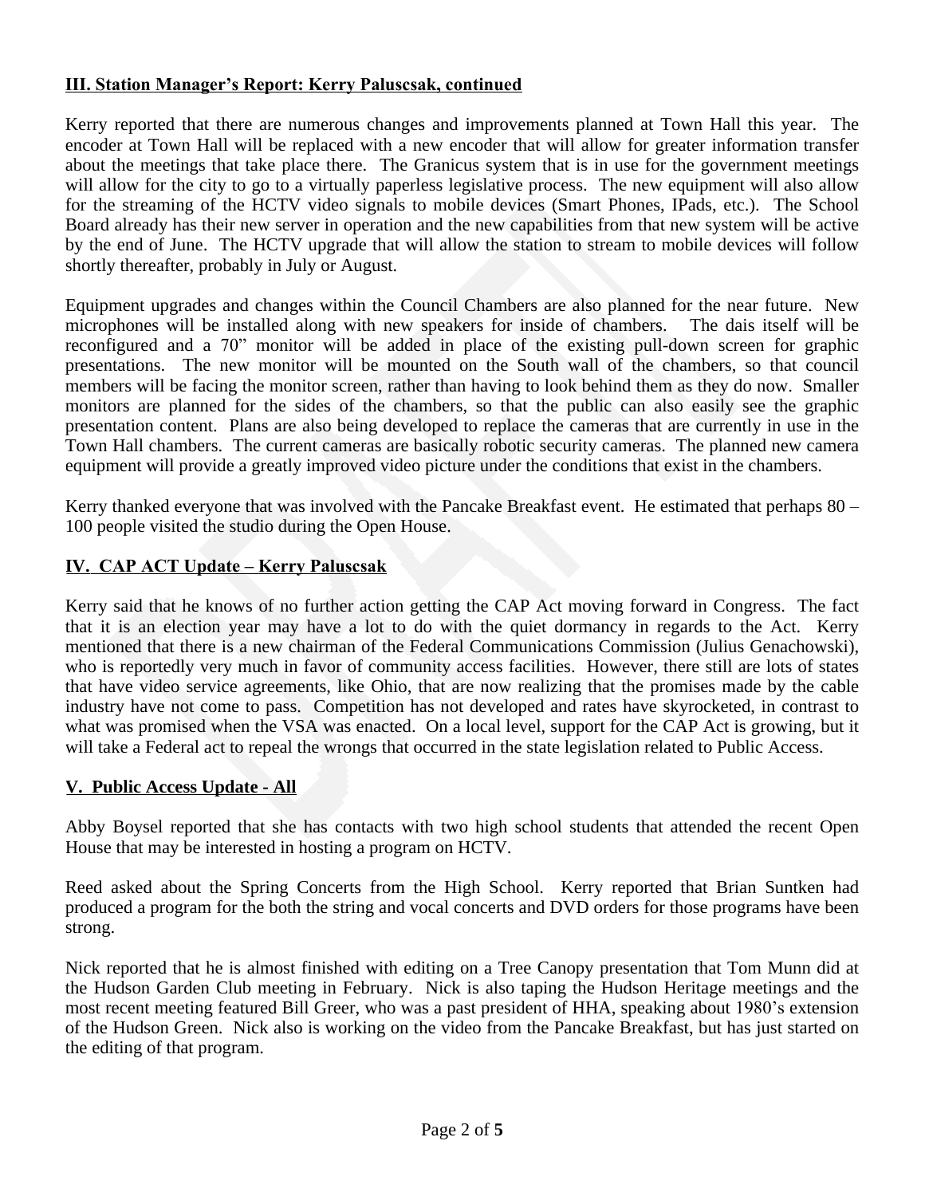## III. Station Manager's Report: Kerry Paluscsak, continued

Kerry reported that there are numerous changes and improvements planned at Town Hall this year. The encoder at Town Hall will be replaced with a new encoder that will allow for greater information transfer about the meetings that take place there. The Granicus system that is in use for the government meetings will allow for the city to go to a virtually paperless legislative process. The new equipment will also allow for the streaming of the HCTV video signals to mobile devices (Smart Phones, IPads, etc.). The School Board already has their new server in operation and the new capabilities from that new system will be active by the end of June. The HCTV upgrade that will allow the station to stream to mobile devices will follow shortly thereafter, probably in July or August.

Equipment upgrades and changes within the Council Chambers are also planned for the near future. New microphones will be installed along with new speakers for inside of chambers. The dais itself will be reconfigured and a 70" monitor will be added in place of the existing pull-down screen for graphic presentations. The new monitor will be mounted on the South wall of the chambers, so that council members will be facing the monitor screen, rather than having to look behind them as they do now. Smaller monitors are planned for the sides of the chambers, so that the public can also easily see the graphic presentation content. Plans are also being developed to replace the cameras that are currently in use in the Town Hall chambers. The current cameras are basically robotic security cameras. The planned new camera equipment will provide a greatly improved video picture under the conditions that exist in the chambers.

Kerry thanked everyone that was involved with the Pancake Breakfast event. He estimated that perhaps 80 – 100 people visited the studio during the Open House.

## IV. CAP ACT Update – Kerry Paluscsak

Kerry said that he knows of no further action getting the CAP Act moving forward in Congress. The fact that it is an election year may have a lot to do with the quiet dormancy in regards to the Act. Kerry mentioned that there is a new chairman of the Federal Communications Commission (Julius Genachowski), who is reportedly very much in favor of community access facilities. However, there still are lots of states that have video service agreements, like Ohio, that are now realizing that the promises made by the cable industry have not come to pass. Competition has not developed and rates have skyrocketed, in contrast to what was promised when the VSA was enacted. On a local level, support for the CAP Act is growing, but it will take a Federal act to repeal the wrongs that occurred in the state legislation related to Public Access.

## V. Public Access Update - All

Abby Boysel reported that she has contacts with two high school students that attended the recent Open House that may be interested in hosting a program on HCTV.

Reed asked about the Spring Concerts from the High School. Kerry reported that Brian Suntken had produced a program for the both the string and vocal concerts and DVD orders for those programs have been strong.

Nick reported that he is almost finished with editing on a Tree Canopy presentation that Tom Munn did at the Hudson Garden Club meeting in February. Nick is also taping the Hudson Heritage meetings and the most recent meeting featured Bill Greer, who was a past president of HHA, speaking about 1980's extension of the Hudson Green. Nick also is working on the video from the Pancake Breakfast, but has just started on the editing of that program.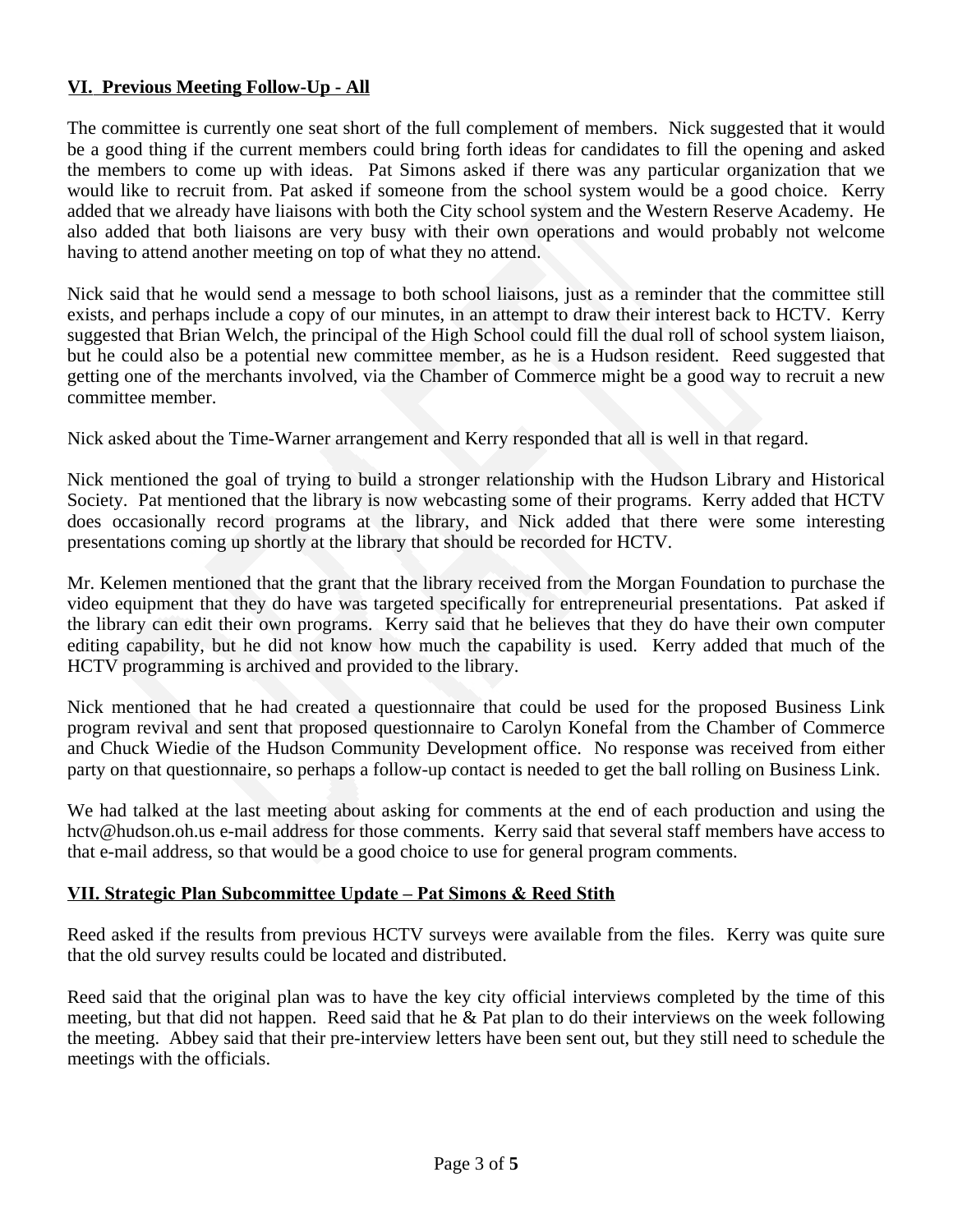## VI. Previous Meeting Follow-Up - All

The committee is currently one seat short of the full complement of members. Nick suggested that it would be a good thing if the current members could bring forth ideas for candidates to fill the opening and asked the members to come up with ideas. Pat Simons asked if there was any particular organization that we would like to recruit from. Pat asked if someone from the school system would be a good choice. Kerry added that we already have liaisons with both the City school system and the Western Reserve Academy. He also added that both liaisons are very busy with their own operations and would probably not welcome having to attend another meeting on top of what they no attend.

Nick said that he would send a message to both school liaisons, just as a reminder that the committee still exists, and perhaps include a copy of our minutes, in an attempt to draw their interest back to HCTV. Kerry suggested that Brian Welch, the principal of the High School could fill the dual roll of school system liaison, but he could also be a potential new committee member, as he is a Hudson resident. Reed suggested that getting one of the merchants involved, via the Chamber of Commerce might be a good way to recruit a new committee member.

Nick asked about the Time-Warner arrangement and Kerry responded that all is well in that regard.

Nick mentioned the goal of trying to build a stronger relationship with the Hudson Library and Historical Society. Pat mentioned that the library is now webcasting some of their programs. Kerry added that HCTV does occasionally record programs at the library, and Nick added that there were some interesting presentations coming up shortly at the library that should be recorded for HCTV.

Mr. Kelemen mentioned that the grant that the library received from the Morgan Foundation to purchase the video equipment that they do have was targeted specifically for entrepreneurial presentations. Pat asked if the library can edit their own programs. Kerry said that he believes that they do have their own computer editing capability, but he did not know how much the capability is used. Kerry added that much of the HCTV programming is archived and provided to the library.

Nick mentioned that he had created a questionnaire that could be used for the proposed Business Link program revival and sent that proposed questionnaire to Carolyn Konefal from the Chamber of Commerce and Chuck Wiedie of the Hudson Community Development office. No response was received from either party on that questionnaire, so perhaps a follow-up contact is needed to get the ball rolling on Business Link.

We had talked at the last meeting about asking for comments at the end of each production and using the hctv@hudson.oh.us e-mail address for those comments. Kerry said that several staff members have access to that e-mail address, so that would be a good choice to use for general program comments.

## VII. Strategic Plan Subcommittee Update – Pat Simons & Reed Stith

Reed asked if the results from previous HCTV surveys were available from the files. Kerry was quite sure that the old survey results could be located and distributed.

Reed said that the original plan was to have the key city official interviews completed by the time of this meeting, but that did not happen. Reed said that he & Pat plan to do their interviews on the week following the meeting. Abbey said that their pre-interview letters have been sent out, but they still need to schedule the meetings with the officials.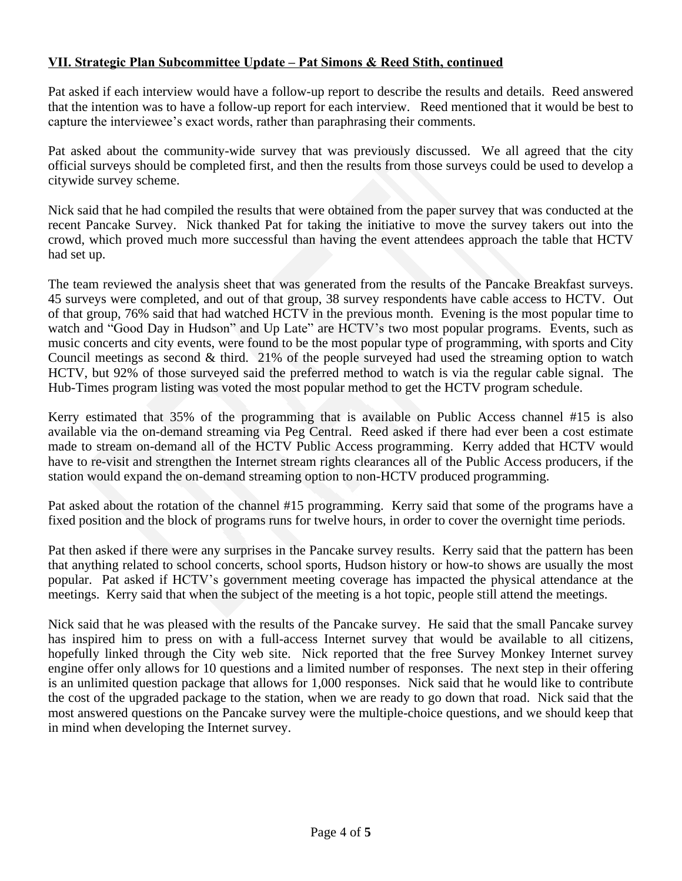**VII. Strategic Plan Subcommittee Update – Pat Simons & Reed Stith, continued**

Pat asked if each interview would have a follow-up report to describe the results and details. Reed answered that the intention was to have a follow-up report for each interview. Reed mentioned that it would be best to capture the interviewee's exact words, rather than paraphrasing their comments.

Pat asked about the community-wide survey that was previously discussed. We all agreed that the city official surveys should be completed first, and then the results from those surveys could be used to develop a citywide survey scheme.

Nick said that he had compiled the results that were obtained from the paper survey that was conducted at the recent Pancake Survey. Nick thanked Pat for taking the initiative to move the survey takers out into the crowd, which proved much more successful than having the event attendees approach the table that HCTV had set up.

The team reviewed the analysis sheet that was generated from the results of the Pancake Breakfast surveys. 45 surveys were completed, and out of that group, 38 survey respondents have cable access to HCTV. Out of that group, 76% said that had watched HCTV in the previous month. Evening is the most popular time to watch and "Good Day in Hudson" and Up Late" are HCTV's two most popular programs. Events, such as music concerts and city events, were found to be the most popular type of programming, with sports and City Council meetings as second & third. 21% of the people surveyed had used the streaming option to watch HCTV, but 92% of those surveyed said the preferred method to watch is via the regular cable signal. The Hub-Times program listing was voted the most popular method to get the HCTV program schedule.

Kerry estimated that 35% of the programming that is available on Public Access channel #15 is also available via the on-demand streaming via Peg Central. Reed asked if there had ever been a cost estimate made to stream on-demand all of the HCTV Public Access programming. Kerry added that HCTV would have to re-visit and strengthen the Internet stream rights clearances all of the Public Access producers, if the station would expand the on-demand streaming option to non-HCTV produced programming.

Pat asked about the rotation of the channel #15 programming. Kerry said that some of the programs have a fixed position and the block of programs runs for twelve hours, in order to cover the overnight time periods.

Pat then asked if there were any surprises in the Pancake survey results. Kerry said that the pattern has been that anything related to school concerts, school sports, Hudson history or how-to shows are usually the most popular. Pat asked if HCTV's government meeting coverage has impacted the physical attendance at the meetings. Kerry said that when the subject of the meeting is a hot topic, people still attend the meetings.

Nick said that he was pleased with the results of the Pancake survey. He said that the small Pancake survey has inspired him to press on with a full-access Internet survey that would be available to all citizens, hopefully linked through the City web site. Nick reported that the free Survey Monkey Internet survey engine offer only allows for 10 questions and a limited number of responses. The next step in their offering is an unlimited question package that allows for 1,000 responses. Nick said that he would like to contribute the cost of the upgraded package to the station, when we are ready to go down that road. Nick said that the most answered questions on the Pancake survey were the multiple-choice questions, and we should keep that in mind when developing the Internet survey.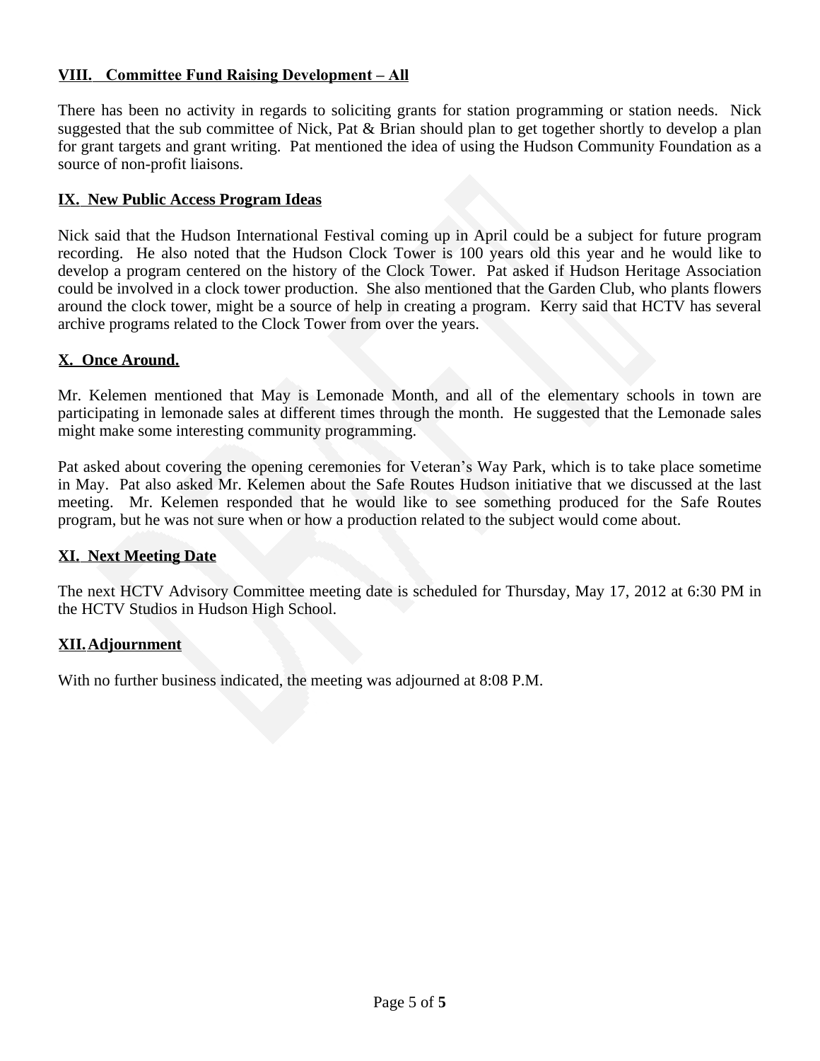## VIII. Committee Fund Raising Development – All

There has been no activity in regards to soliciting grants for station programming or station needs. Nick suggested that the sub committee of Nick, Pat & Brian should plan to get together shortly to develop a plan for grant targets and grant writing. Pat mentioned the idea of using the Hudson Community Foundation as a source of non-profit liaisons.

## IX. New Public Access Program Ideas

Nick said that the Hudson International Festival coming up in April could be a subject for future program recording. He also noted that the Hudson Clock Tower is 100 years old this year and he would like to develop a program centered on the history of the Clock Tower. Pat asked if Hudson Heritage Association could be involved in a clock tower production. She also mentioned that the Garden Club, who plants flowers around the clock tower, might be a source of help in creating a program. Kerry said that HCTV has several archive programs related to the Clock Tower from over the years.

## X. Once Around.

Mr. Kelemen mentioned that May is Lemonade Month, and all of the elementary schools in town are participating in lemonade sales at different times through the month. He suggested that the Lemonade sales might make some interesting community programming.

Pat asked about covering the opening ceremonies for Veteran's Way Park, which is to take place sometime in May. Pat also asked Mr. Kelemen about the Safe Routes Hudson initiative that we discussed at the last meeting. Mr. Kelemen responded that he would like to see something produced for the Safe Routes program, but he was not sure when or how a production related to the subject would come about.

## XI. Next Meeting Date

The next HCTV Advisory Committee meeting date is scheduled for Thursday, May 17, 2012 at 6:30 PM in the HCTV Studios in Hudson High School.

## XII. Adjournment

With no further business indicated, the meeting was adjourned at 8:08 P.M.